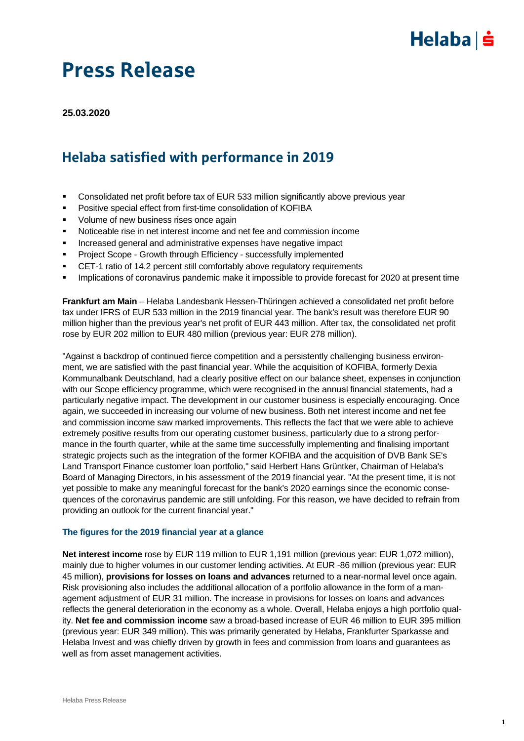# Press Release

**25.03.2020**

## Helaba satisfied with performance in 2019

- Consolidated net profit before tax of EUR 533 million significantly above previous year
- Positive special effect from first-time consolidation of KOFIBA
- Volume of new business rises once again
- Noticeable rise in net interest income and net fee and commission income
- Increased general and administrative expenses have negative impact
- Project Scope - Growth through Efficiency - successfully implemented
- CET-1 ratio of 14.2 percent still comfortably above regulatory requirements
- Implications of coronavirus pandemic make it impossible to provide forecast for 2020 at present time

**Frankfurt am Main** – Helaba Landesbank Hessen-Thüringen achieved a consolidated net profit before tax under IFRS of EUR 533 million in the 2019 financial year. The bank's result was therefore EUR 90 million higher than the previous year's net profit of EUR 443 million. After tax, the consolidated net profit rose by EUR 202 million to EUR 480 million (previous year: EUR 278 million).

"Against a backdrop of continued fierce competition and a persistently challenging business environment, we are satisfied with the past financial year. While the acquisition of KOFIBA, formerly Dexia Kommunalbank Deutschland, had a clearly positive effect on our balance sheet, expenses in conjunction with our Scope efficiency programme, which were recognised in the annual financial statements, had a particularly negative impact. The development in our customer business is especially encouraging. Once again, we succeeded in increasing our volume of new business. Both net interest income and net fee and commission income saw marked improvements. This reflects the fact that we were able to achieve extremely positive results from our operating customer business, particularly due to a strong performance in the fourth quarter, while at the same time successfully implementing and finalising important strategic projects such as the integration of the former KOFIBA and the acquisition of DVB Bank SE's Land Transport Finance customer loan portfolio," said Herbert Hans Grüntker, Chairman of Helaba's Board of Managing Directors, in his assessment of the 2019 financial year. "At the present time, it is not yet possible to make any meaningful forecast for the bank's 2020 earnings since the economic consequences of the coronavirus pandemic are still unfolding. For this reason, we have decided to refrain from providing an outlook for the current financial year."

### The figures for the 2019 financial year at a glance

**Net interest income** rose by EUR 119 million to EUR 1,191 million (previous year: EUR 1,072 million), mainly due to higher volumes in our customer lending activities. At EUR -86 million (previous year: EUR 45 million), **provisions for losses on loans and advances** returned to a near-normal level once again. Risk provisioning also includes the additional allocation of a portfolio allowance in the form of a management adjustment of EUR 31 million. The increase in provisions for losses on loans and advances reflects the general deterioration in the economy as a whole. Overall, Helaba enjoys a high portfolio quality. **Net fee and commission income** saw a broad-based increase of EUR 46 million to EUR 395 million (previous year: EUR 349 million). This was primarily generated by Helaba, Frankfurter Sparkasse and Helaba Invest and was chiefly driven by growth in fees and commission from loans and guarantees as well as from asset management activities.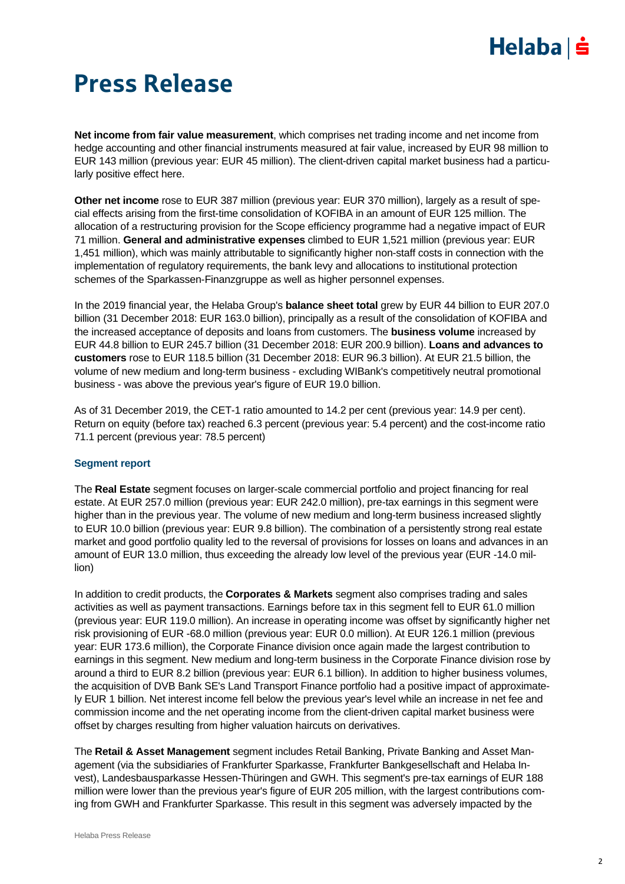**Net income from fair value measurement**, which comprises net trading income and net income from hedge accounting and other financial instruments measured at fair value, increased by EUR 98 million to EUR 143 million (previous year: EUR 45 million). The client-driven capital market business had a particularly positive effect here.

**Other net income** rose to EUR 387 million (previous year: EUR 370 million), largely as a result of special effects arising from the first-time consolidation of KOFIBA in an amount of EUR 125 million. The allocation of a restructuring provision for the Scope efficiency programme had a negative impact of EUR 71 million. **General and administrative expenses** climbed to EUR 1,521 million (previous year: EUR 1,451 million), which was mainly attributable to significantly higher non-staff costs in connection with the implementation of regulatory requirements, the bank levy and allocations to institutional protection schemes of the Sparkassen-Finanzgruppe as well as higher personnel expenses.

In the 2019 financial year, the Helaba Group's **balance sheet total** grew by EUR 44 billion to EUR 207.0 billion (31 December 2018: EUR 163.0 billion), principally as a result of the consolidation of KOFIBA and the increased acceptance of deposits and loans from customers. The **business volume** increased by EUR 44.8 billion to EUR 245.7 billion (31 December 2018: EUR 200.9 billion). **Loans and advances to customers** rose to EUR 118.5 billion (31 December 2018: EUR 96.3 billion). At EUR 21.5 billion, the volume of new medium and long-term business - excluding WIBank's competitively neutral promotional business - was above the previous year's figure of EUR 19.0 billion.

As of 31 December 2019, the CET-1 ratio amounted to 14.2 per cent (previous year: 14.9 per cent). Return on equity (before tax) reached 6.3 percent (previous year: 5.4 percent) and the cost-income ratio 71.1 percent (previous year: 78.5 percent)

### Segment report

The **Real Estate** segment focuses on larger-scale commercial portfolio and project financing for real estate. At EUR 257.0 million (previous year: EUR 242.0 million), pre-tax earnings in this segment were higher than in the previous year. The volume of new medium and long-term business increased slightly to EUR 10.0 billion (previous year: EUR 9.8 billion). The combination of a persistently strong real estate market and good portfolio quality led to the reversal of provisions for losses on loans and advances in an amount of EUR 13.0 million, thus exceeding the already low level of the previous year (EUR -14.0 million)

In addition to credit products, the **Corporates & Markets** segment also comprises trading and sales activities as well as payment transactions. Earnings before tax in this segment fell to EUR 61.0 million (previous year: EUR 119.0 million). An increase in operating income was offset by significantly higher net risk provisioning of EUR -68.0 million (previous year: EUR 0.0 million). At EUR 126.1 million (previous year: EUR 173.6 million), the Corporate Finance division once again made the largest contribution to earnings in this segment. New medium and long-term business in the Corporate Finance division rose by around a third to EUR 8.2 billion (previous year: EUR 6.1 billion). In addition to higher business volumes, the acquisition of DVB Bank SE's Land Transport Finance portfolio had a positive impact of approximately EUR 1 billion. Net interest income fell below the previous year's level while an increase in net fee and commission income and the net operating income from the client-driven capital market business were offset by charges resulting from higher valuation haircuts on derivatives.

The **Retail & Asset Management** segment includes Retail Banking, Private Banking and Asset Management (via the subsidiaries of Frankfurter Sparkasse, Frankfurter Bankgesellschaft and Helaba Invest), Landesbausparkasse Hessen-Thüringen and GWH. This segment's pre-tax earnings of EUR 188 million were lower than the previous year's figure of EUR 205 million, with the largest contributions coming from GWH and Frankfurter Sparkasse. This result in this segment was adversely impacted by the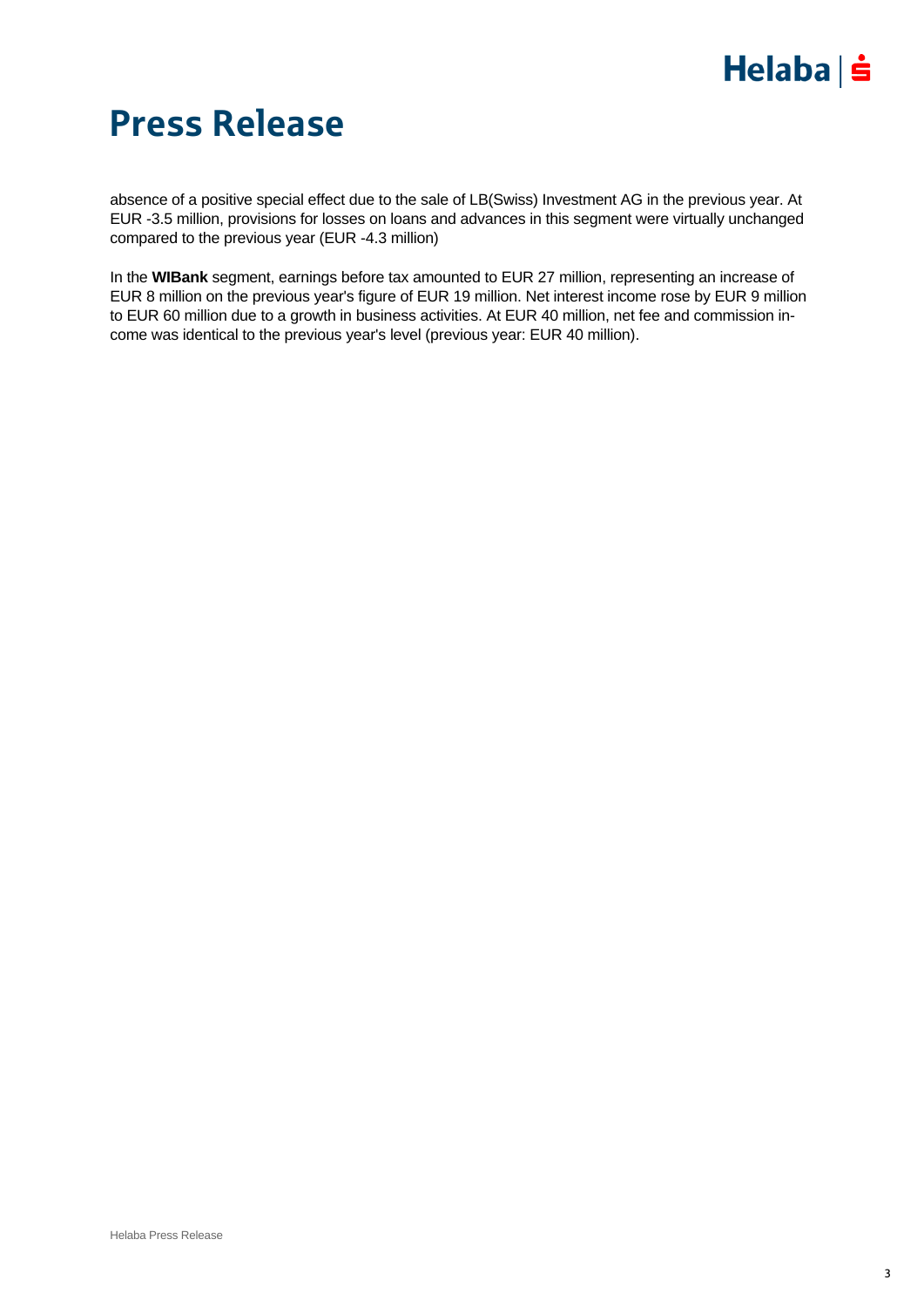# Press Release

absence of a positive special effect due to the sale of LB(Swiss) Investment AG in the previous year. At EUR -3.5 million, provisions for losses on loans and advances in this segment were virtually unchanged compared to the previous year (EUR -4.3 million)

In the **WIBank** segment, earnings before tax amounted to EUR 27 million, representing an increase of EUR 8 million on the previous year's figure of EUR 19 million. Net interest income rose by EUR 9 million to EUR 60 million due to a growth in business activities. At EUR 40 million, net fee and commission income was identical to the previous year's level (previous year: EUR 40 million).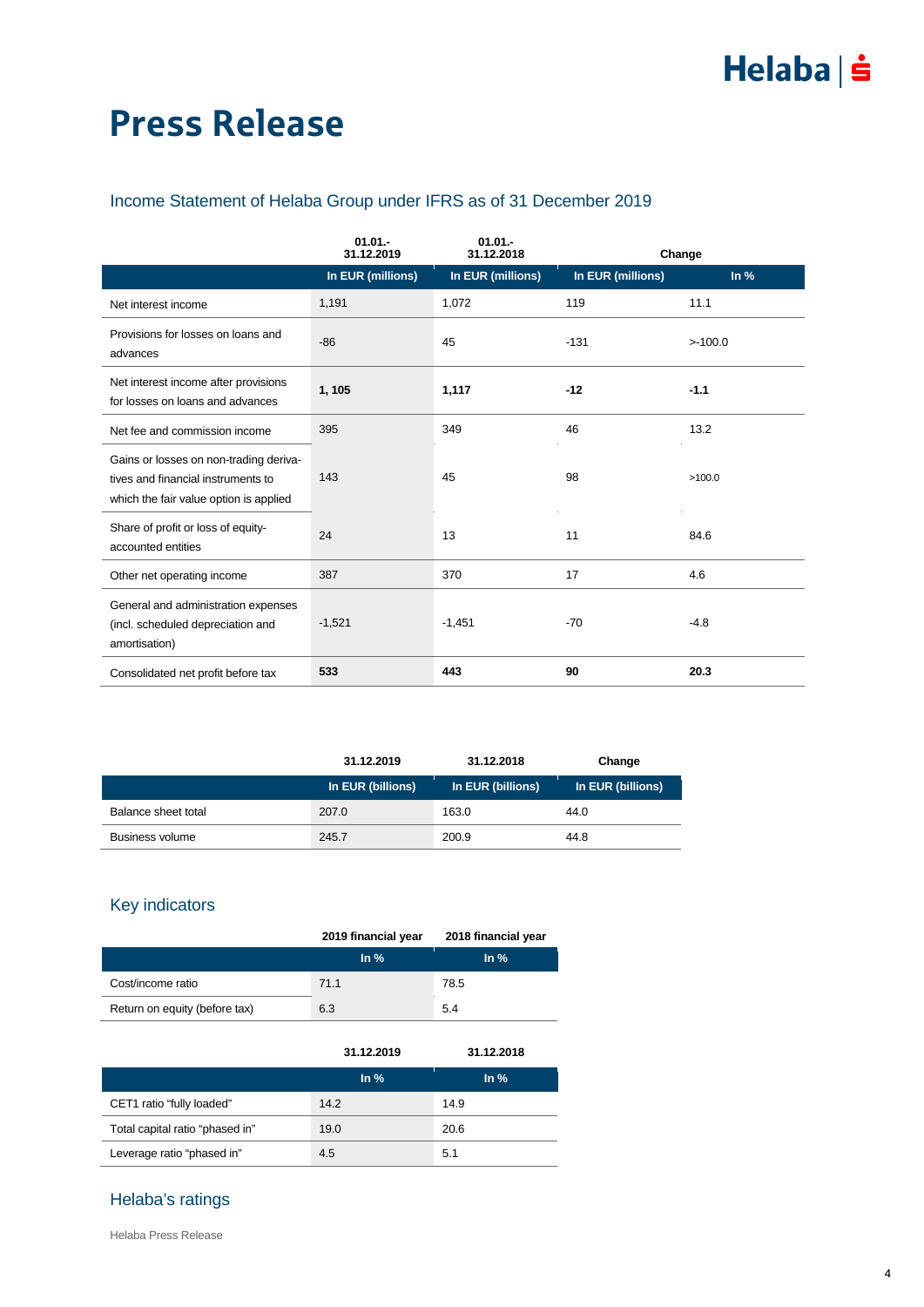# Press Release

## Income Statement of Helaba Group under IFRS as of 31 December 2019

| | 01.01.-31.12.2019 | 01.01.-31.12.2018 | Change | |
|---|---|---|---|---|
| | In EUR (millions) | In EUR (millions) | In EUR (millions) | In % |
| Net interest income | 1,191 | 1,072 | 119 | 11.1 |
| Provisions for losses on loans and advances | -86 | 45 | -131 | >-100.0 |
| Net interest income after provisions for losses on loans and advances | **1, 105** | **1,117** | **-12** | **-1.1** |
| Net fee and commission income | 395 | 349 | 46 | 13.2 |
| Gains or losses on non-trading derivatives and financial instruments to which the fair value option is applied | 143 | 45 | 98 | >100.0 |
| Share of profit or loss of equity-accounted entities | 24 | 13 | 11 | 84.6 |
| Other net operating income | 387 | 370 | 17 | 4.6 |
| General and administration expenses (incl. scheduled depreciation and amortisation) | -1,521 | -1,451 | -70 | -4.8 |
| Consolidated net profit before tax | **533** | **443** | **90** | **20.3** |

| | 31.12.2019 | 31.12.2018 | Change |
|---|---|---|---|
| | In EUR (billions) | In EUR (billions) | In EUR (billions) |
| Balance sheet total | 207.0 | 163.0 | 44.0 |
| Business volume | 245.7 | 200.9 | 44.8 |

## Key indicators

| | 2019 financial year | 2018 financial year |
|---|---|---|
| | In % | In % |
| Cost/income ratio | 71.1 | 78.5 |
| Return on equity (before tax) | 6.3 | 5.4 |

| | 31.12.2019 | 31.12.2018 |
|---|---|---|
| | In % | In % |
| CET1 ratio “fully loaded” | 14.2 | 14.9 |
| Total capital ratio “phased in” | 19.0 | 20.6 |
| Leverage ratio “phased in” | 4.5 | 5.1 |

## Helaba’s ratings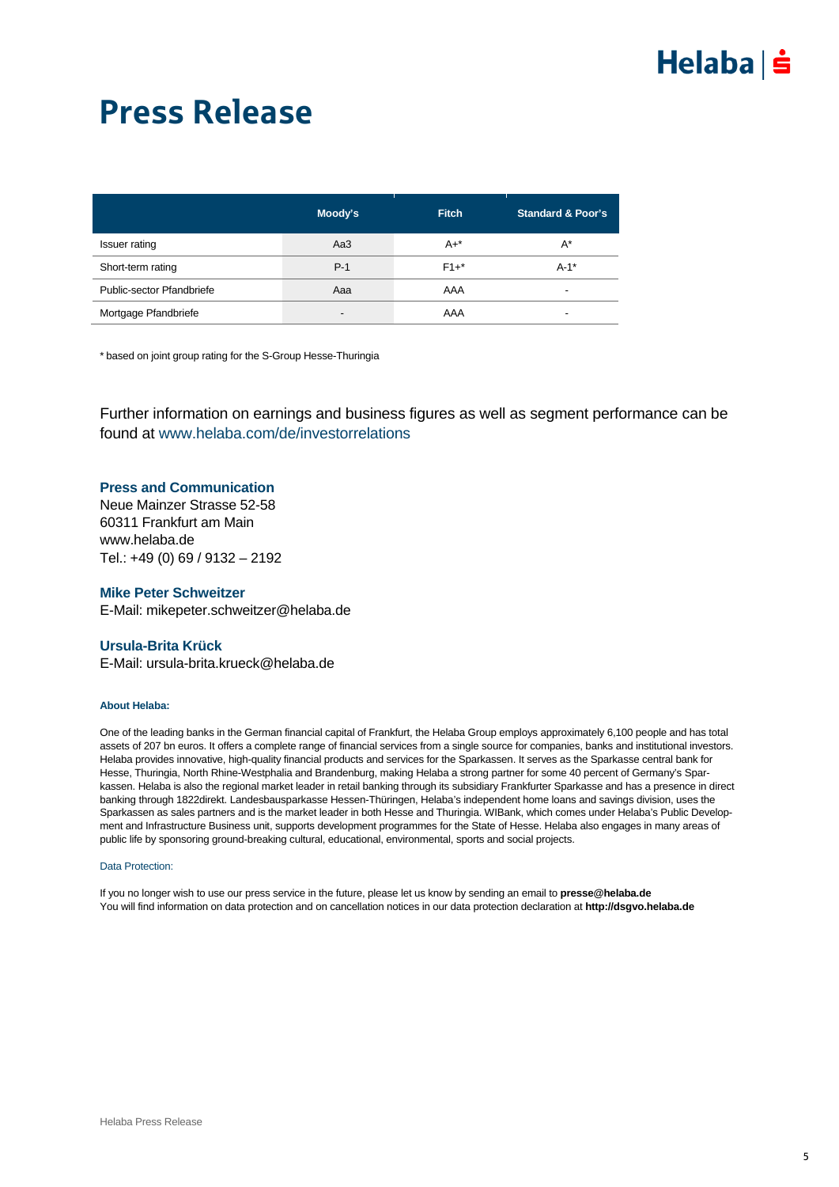# Press Release

| | Moody's | Fitch | Standard & Poor's |
|---|---|---|---|
| Issuer rating | Aa3 | A+* | A* |
| Short-term rating | P-1 | F1+* | A-1* |
| Public-sector Pfandbriefe | Aaa | AAA | - |
| Mortgage Pfandbriefe | - | AAA | - |

* based on joint group rating for the S-Group Hesse-Thuringia

Further information on earnings and business figures as well as segment performance can be found at www.helaba.com/de/investorrelations

**Press and Communication**
Neue Mainzer Strasse 52-58
60311 Frankfurt am Main
www.helaba.de
Tel.: +49 (0) 69 / 9132 – 2192

**Mike Peter Schweitzer**
E-Mail: mikepeter.schweitzer@helaba.de

**Ursula-Brita Krück**
E-Mail: ursula-brita.krueck@helaba.de

**About Helaba:**

One of the leading banks in the German financial capital of Frankfurt, the Helaba Group employs approximately 6,100 people and has total assets of 207 bn euros. It offers a complete range of financial services from a single source for companies, banks and institutional investors. Helaba provides innovative, high-quality financial products and services for the Sparkassen. It serves as the Sparkasse central bank for Hesse, Thuringia, North Rhine-Westphalia and Brandenburg, making Helaba a strong partner for some 40 percent of Germany's Sparkassen. Helaba is also the regional market leader in retail banking through its subsidiary Frankfurter Sparkasse and has a presence in direct banking through 1822direkt. Landesbausparkasse Hessen-Thüringen, Helaba's independent home loans and savings division, uses the Sparkassen as sales partners and is the market leader in both Hesse and Thuringia. WIBank, which comes under Helaba's Public Development and Infrastructure Business unit, supports development programmes for the State of Hesse. Helaba also engages in many areas of public life by sponsoring ground-breaking cultural, educational, environmental, sports and social projects.

Data Protection:

If you no longer wish to use our press service in the future, please let us know by sending an email to **presse@helaba.de**
You will find information on data protection and on cancellation notices in our data protection declaration at **http://dsgvo.helaba.de**